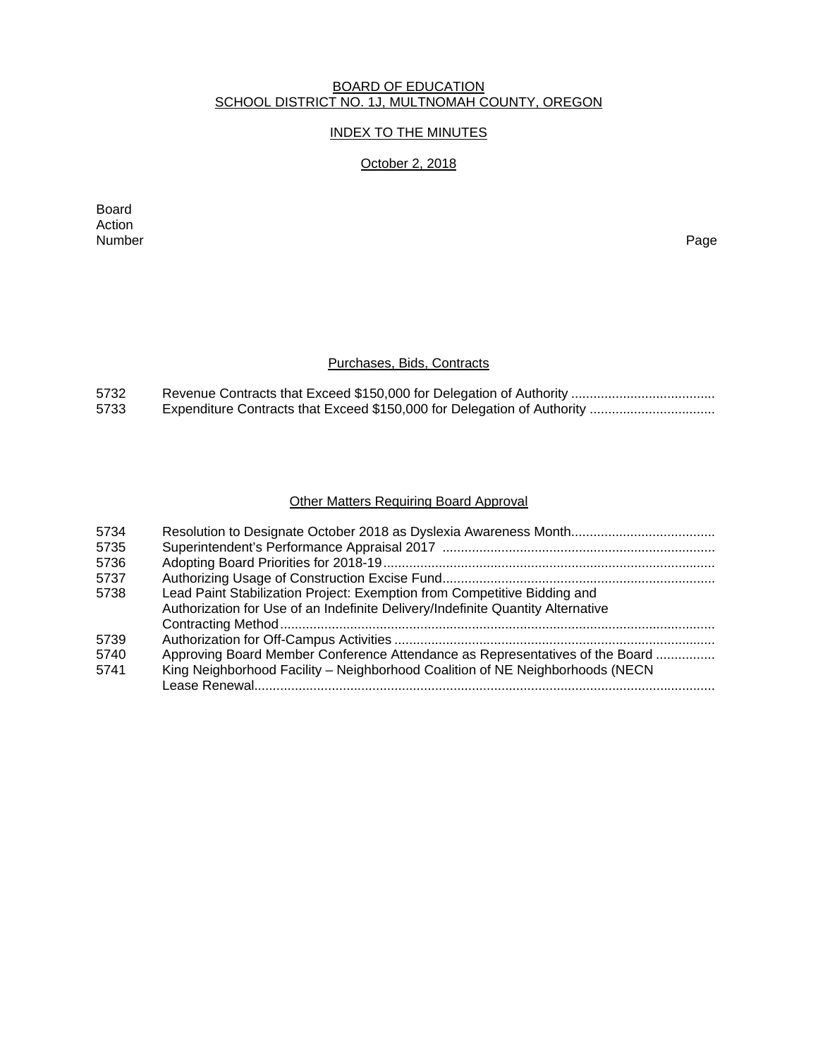BOARD OF EDUCATION
SCHOOL DISTRICT NO. 1J, MULTNOMAH COUNTY, OREGON

INDEX TO THE MINUTES

October 2, 2018

| Board Action Number | | Page |
|---|---|---|

## Purchases, Bids, Contracts

| | | |
|---|---|---|
| 5732 | Revenue Contracts that Exceed $150,000 for Delegation of Authority ....................................... | |
| 5733 | Expenditure Contracts that Exceed $150,000 for Delegation of Authority .................................. | |

## Other Matters Requiring Board Approval

| | | |
|---|---|---|
| 5734 | Resolution to Designate October 2018 as Dyslexia Awareness Month....................................... | |
| 5735 | Superintendent's Performance Appraisal 2017 .......................................................................... | |
| 5736 | Adopting Board Priorities for 2018-19.......................................................................................... | |
| 5737 | Authorizing Usage of Construction Excise Fund.......................................................................... | |
| 5738 | Lead Paint Stabilization Project: Exemption from Competitive Bidding and Authorization for Use of an Indefinite Delivery/Indefinite Quantity Alternative Contracting Method...................................................................................................................... | |
| 5739 | Authorization for Off-Campus Activities ....................................................................................... | |
| 5740 | Approving Board Member Conference Attendance as Representatives of the Board ................ | |
| 5741 | King Neighborhood Facility – Neighborhood Coalition of NE Neighborhoods (NECN Lease Renewal............................................................................................................................. | |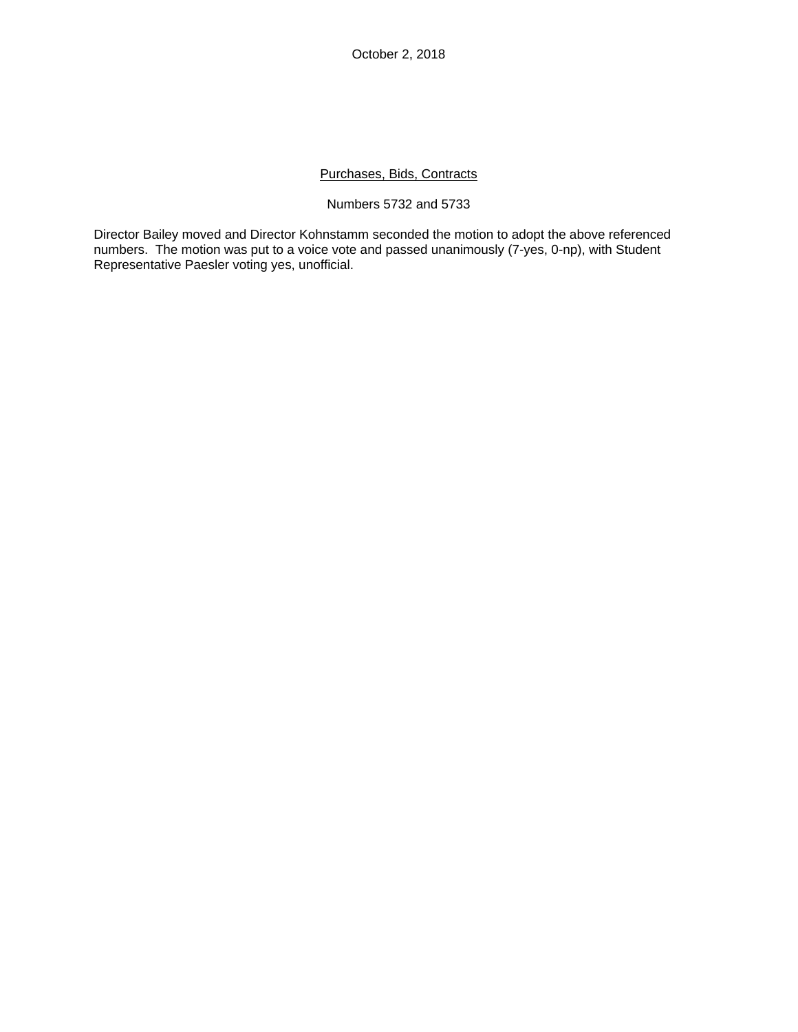October 2, 2018

<u>Purchases, Bids, Contracts</u>

Numbers 5732 and 5733

Director Bailey moved and Director Kohnstamm seconded the motion to adopt the above referenced numbers. The motion was put to a voice vote and passed unanimously (7-yes, 0-np), with Student Representative Paesler voting yes, unofficial.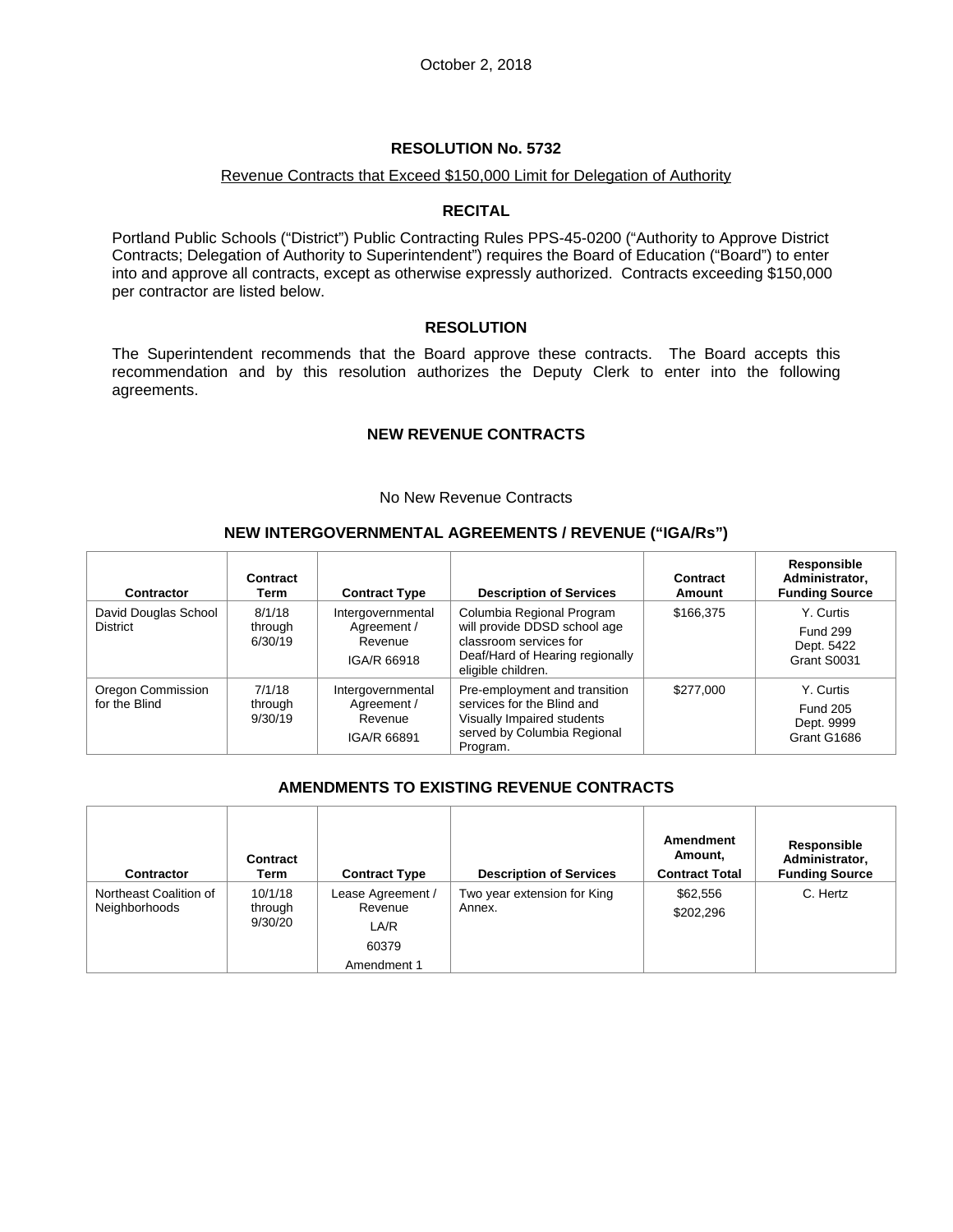October 2, 2018

## RESOLUTION No. 5732

Revenue Contracts that Exceed $150,000 Limit for Delegation of Authority

### RECITAL

Portland Public Schools ("District") Public Contracting Rules PPS-45-0200 ("Authority to Approve District Contracts; Delegation of Authority to Superintendent") requires the Board of Education ("Board") to enter into and approve all contracts, except as otherwise expressly authorized. Contracts exceeding $150,000 per contractor are listed below.

### RESOLUTION

The Superintendent recommends that the Board approve these contracts. The Board accepts this recommendation and by this resolution authorizes the Deputy Clerk to enter into the following agreements.

### NEW REVENUE CONTRACTS

No New Revenue Contracts

### NEW INTERGOVERNMENTAL AGREEMENTS / REVENUE ("IGA/Rs")

| Contractor | Contract Term | Contract Type | Description of Services | Contract Amount | Responsible Administrator, Funding Source |
|---|---|---|---|---|---|
| David Douglas School District | 8/1/18 through 6/30/19 | Intergovernmental Agreement / Revenue IGA/R 66918 | Columbia Regional Program will provide DDSD school age classroom services for Deaf/Hard of Hearing regionally eligible children. | $166,375 | Y. Curtis Fund 299 Dept. 5422 Grant S0031 |
| Oregon Commission for the Blind | 7/1/18 through 9/30/19 | Intergovernmental Agreement / Revenue IGA/R 66891 | Pre-employment and transition services for the Blind and Visually Impaired students served by Columbia Regional Program. | $277,000 | Y. Curtis Fund 205 Dept. 9999 Grant G1686 |

### AMENDMENTS TO EXISTING REVENUE CONTRACTS

| Contractor | Contract Term | Contract Type | Description of Services | Amendment Amount, Contract Total | Responsible Administrator, Funding Source |
|---|---|---|---|---|---|
| Northeast Coalition of Neighborhoods | 10/1/18 through 9/30/20 | Lease Agreement / Revenue LA/R 60379 Amendment 1 | Two year extension for King Annex. | $62,556 $202,296 | C. Hertz |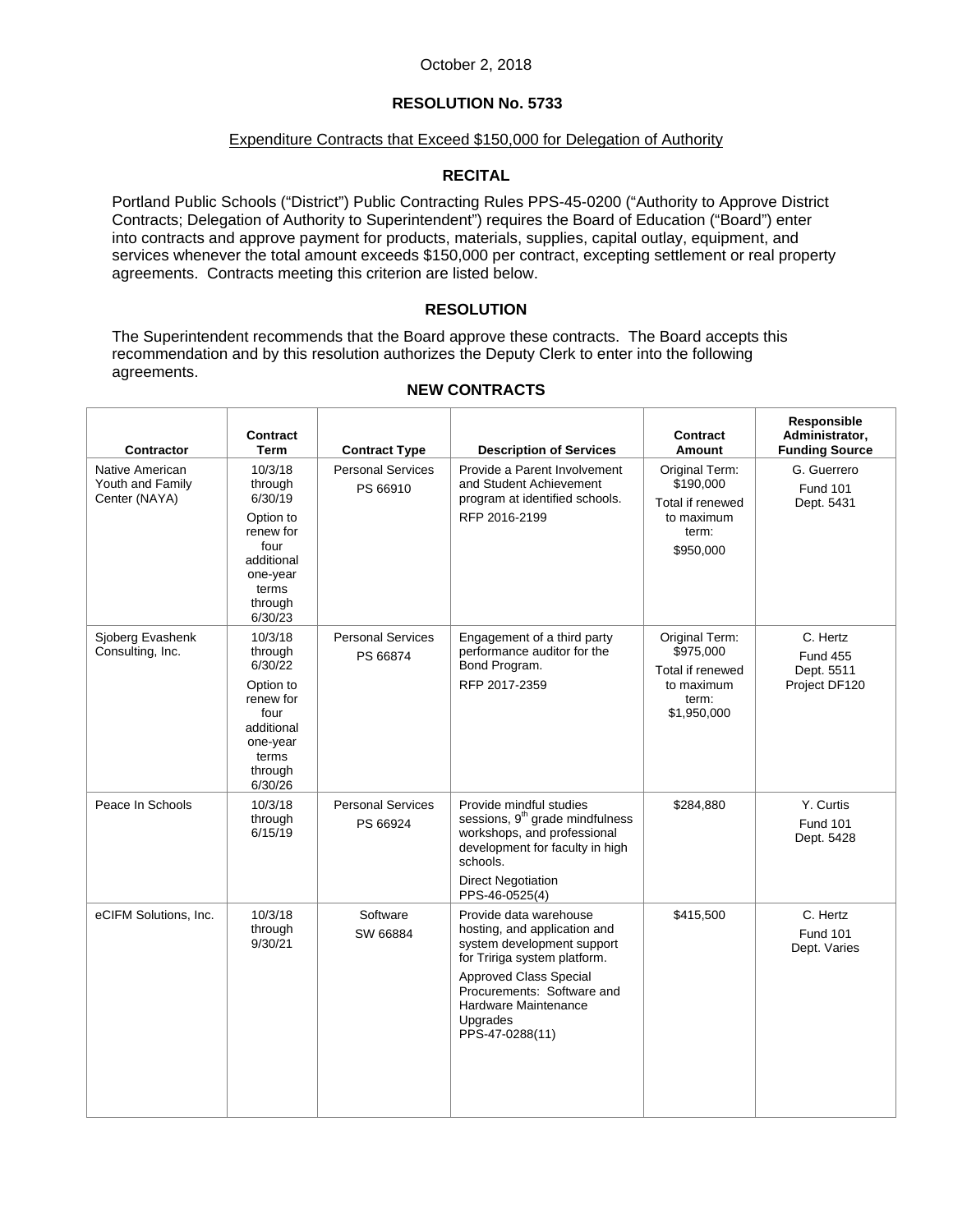October 2, 2018

## RESOLUTION No. 5733

Expenditure Contracts that Exceed $150,000 for Delegation of Authority

### RECITAL

Portland Public Schools ("District") Public Contracting Rules PPS-45-0200 ("Authority to Approve District Contracts; Delegation of Authority to Superintendent") requires the Board of Education ("Board") enter into contracts and approve payment for products, materials, supplies, capital outlay, equipment, and services whenever the total amount exceeds $150,000 per contract, excepting settlement or real property agreements. Contracts meeting this criterion are listed below.

### RESOLUTION

The Superintendent recommends that the Board approve these contracts. The Board accepts this recommendation and by this resolution authorizes the Deputy Clerk to enter into the following agreements.

### NEW CONTRACTS

| Contractor | Contract Term | Contract Type | Description of Services | Contract Amount | Responsible Administrator, Funding Source |
|---|---|---|---|---|---|
| Native American Youth and Family Center (NAYA) | 10/3/18 through 6/30/19<br><br>Option to renew for four additional one-year terms through 6/30/23 | Personal Services<br>PS 66910 | Provide a Parent Involvement and Student Achievement program at identified schools.<br><br>RFP 2016-2199 | Original Term: $190,000<br><br>Total if renewed to maximum term:<br>$950,000 | G. Guerrero<br>Fund 101<br>Dept. 5431 |
| Sjoberg Evashenk Consulting, Inc. | 10/3/18 through 6/30/22<br><br>Option to renew for four additional one-year terms through 6/30/26 | Personal Services<br>PS 66874 | Engagement of a third party performance auditor for the Bond Program.<br><br>RFP 2017-2359 | Original Term: $975,000<br><br>Total if renewed to maximum term:<br>$1,950,000 | C. Hertz<br>Fund 455<br>Dept. 5511<br>Project DF120 |
| Peace In Schools | 10/3/18 through 6/15/19 | Personal Services<br>PS 66924 | Provide mindful studies sessions, 9th grade mindfulness workshops, and professional development for faculty in high schools.<br><br>Direct Negotiation<br>PPS-46-0525(4) | $284,880 | Y. Curtis<br>Fund 101<br>Dept. 5428 |
| eCIFM Solutions, Inc. | 10/3/18 through 9/30/21 | Software<br>SW 66884 | Provide data warehouse hosting, and application and system development support for Tririga system platform.<br><br>Approved Class Special Procurements: Software and Hardware Maintenance Upgrades<br>PPS-47-0288(11) | $415,500 | C. Hertz<br>Fund 101<br>Dept. Varies |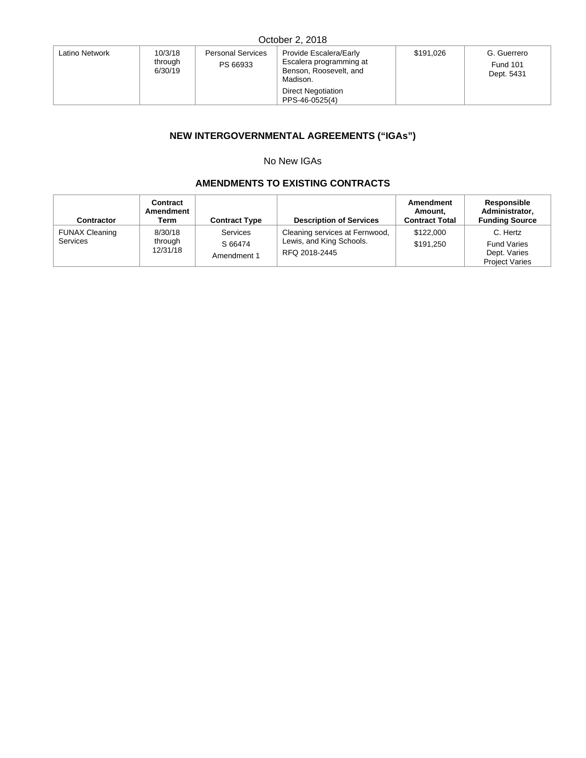| Latino Network | 10/3/18 through 6/30/19 | Personal Services PS 66933 | Provide Escalera/Early Escalera programming at Benson, Roosevelt, and Madison. Direct Negotiation PPS-46-0525(4) | $191,026 | G. Guerrero Fund 101 Dept. 5431 |
|---|---|---|---|---|---|

## NEW INTERGOVERNMENTAL AGREEMENTS ("IGAs")

No New IGAs

## AMENDMENTS TO EXISTING CONTRACTS

| Contractor | Contract Amendment Term | Contract Type | Description of Services | Amendment Amount, Contract Total | Responsible Administrator, Funding Source |
|---|---|---|---|---|---|
| FUNAX Cleaning Services | 8/30/18 through 12/31/18 | Services S 66474 Amendment 1 | Cleaning services at Fernwood, Lewis, and King Schools. RFQ 2018-2445 | $122,000 $191,250 | C. Hertz Fund Varies Dept. Varies Project Varies |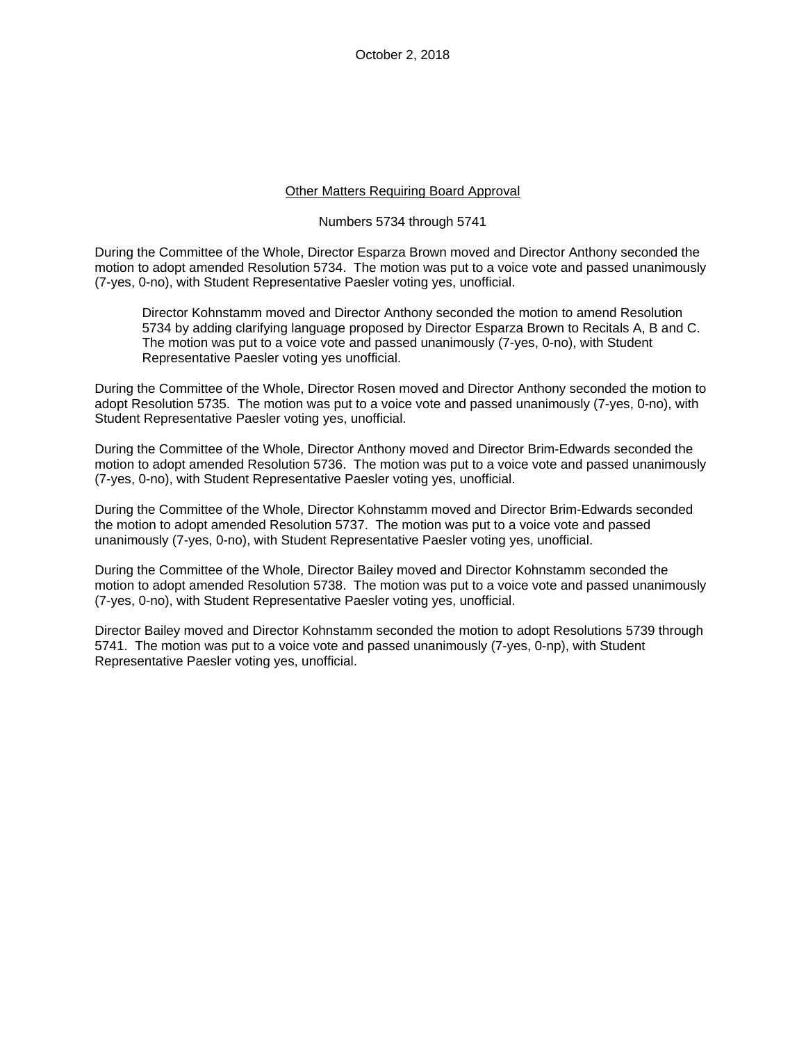October 2, 2018

Other Matters Requiring Board Approval

Numbers 5734 through 5741

During the Committee of the Whole, Director Esparza Brown moved and Director Anthony seconded the motion to adopt amended Resolution 5734. The motion was put to a voice vote and passed unanimously (7-yes, 0-no), with Student Representative Paesler voting yes, unofficial.

> Director Kohnstamm moved and Director Anthony seconded the motion to amend Resolution 5734 by adding clarifying language proposed by Director Esparza Brown to Recitals A, B and C. The motion was put to a voice vote and passed unanimously (7-yes, 0-no), with Student Representative Paesler voting yes unofficial.

During the Committee of the Whole, Director Rosen moved and Director Anthony seconded the motion to adopt Resolution 5735. The motion was put to a voice vote and passed unanimously (7-yes, 0-no), with Student Representative Paesler voting yes, unofficial.

During the Committee of the Whole, Director Anthony moved and Director Brim-Edwards seconded the motion to adopt amended Resolution 5736. The motion was put to a voice vote and passed unanimously (7-yes, 0-no), with Student Representative Paesler voting yes, unofficial.

During the Committee of the Whole, Director Kohnstamm moved and Director Brim-Edwards seconded the motion to adopt amended Resolution 5737. The motion was put to a voice vote and passed unanimously (7-yes, 0-no), with Student Representative Paesler voting yes, unofficial.

During the Committee of the Whole, Director Bailey moved and Director Kohnstamm seconded the motion to adopt amended Resolution 5738. The motion was put to a voice vote and passed unanimously (7-yes, 0-no), with Student Representative Paesler voting yes, unofficial.

Director Bailey moved and Director Kohnstamm seconded the motion to adopt Resolutions 5739 through 5741. The motion was put to a voice vote and passed unanimously (7-yes, 0-np), with Student Representative Paesler voting yes, unofficial.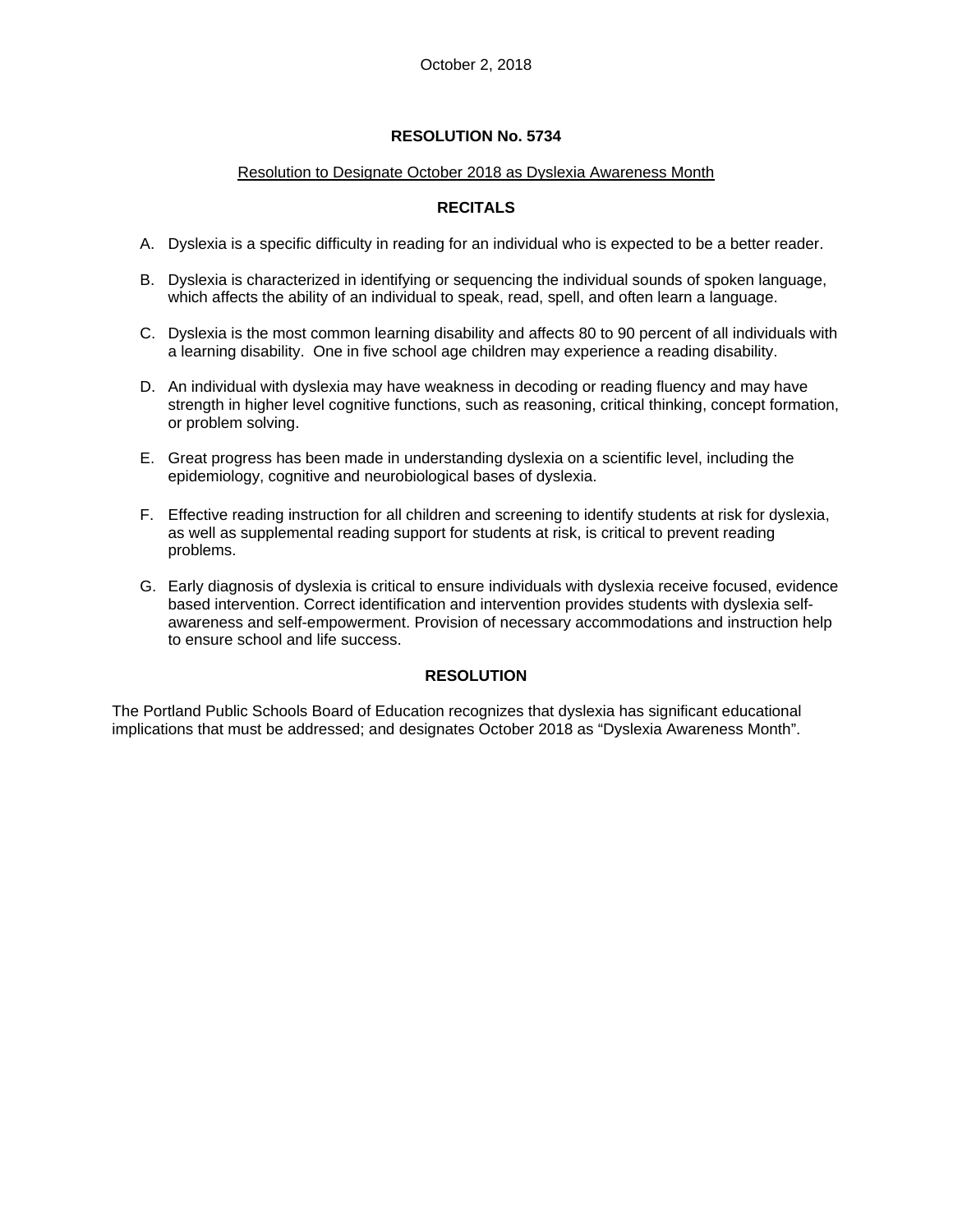October 2, 2018

## RESOLUTION No. 5734

Resolution to Designate October 2018 as Dyslexia Awareness Month

### RECITALS

A. Dyslexia is a specific difficulty in reading for an individual who is expected to be a better reader.

B. Dyslexia is characterized in identifying or sequencing the individual sounds of spoken language, which affects the ability of an individual to speak, read, spell, and often learn a language.

C. Dyslexia is the most common learning disability and affects 80 to 90 percent of all individuals with a learning disability. One in five school age children may experience a reading disability.

D. An individual with dyslexia may have weakness in decoding or reading fluency and may have strength in higher level cognitive functions, such as reasoning, critical thinking, concept formation, or problem solving.

E. Great progress has been made in understanding dyslexia on a scientific level, including the epidemiology, cognitive and neurobiological bases of dyslexia.

F. Effective reading instruction for all children and screening to identify students at risk for dyslexia, as well as supplemental reading support for students at risk, is critical to prevent reading problems.

G. Early diagnosis of dyslexia is critical to ensure individuals with dyslexia receive focused, evidence based intervention. Correct identification and intervention provides students with dyslexia self-awareness and self-empowerment. Provision of necessary accommodations and instruction help to ensure school and life success.

### RESOLUTION

The Portland Public Schools Board of Education recognizes that dyslexia has significant educational implications that must be addressed; and designates October 2018 as "Dyslexia Awareness Month".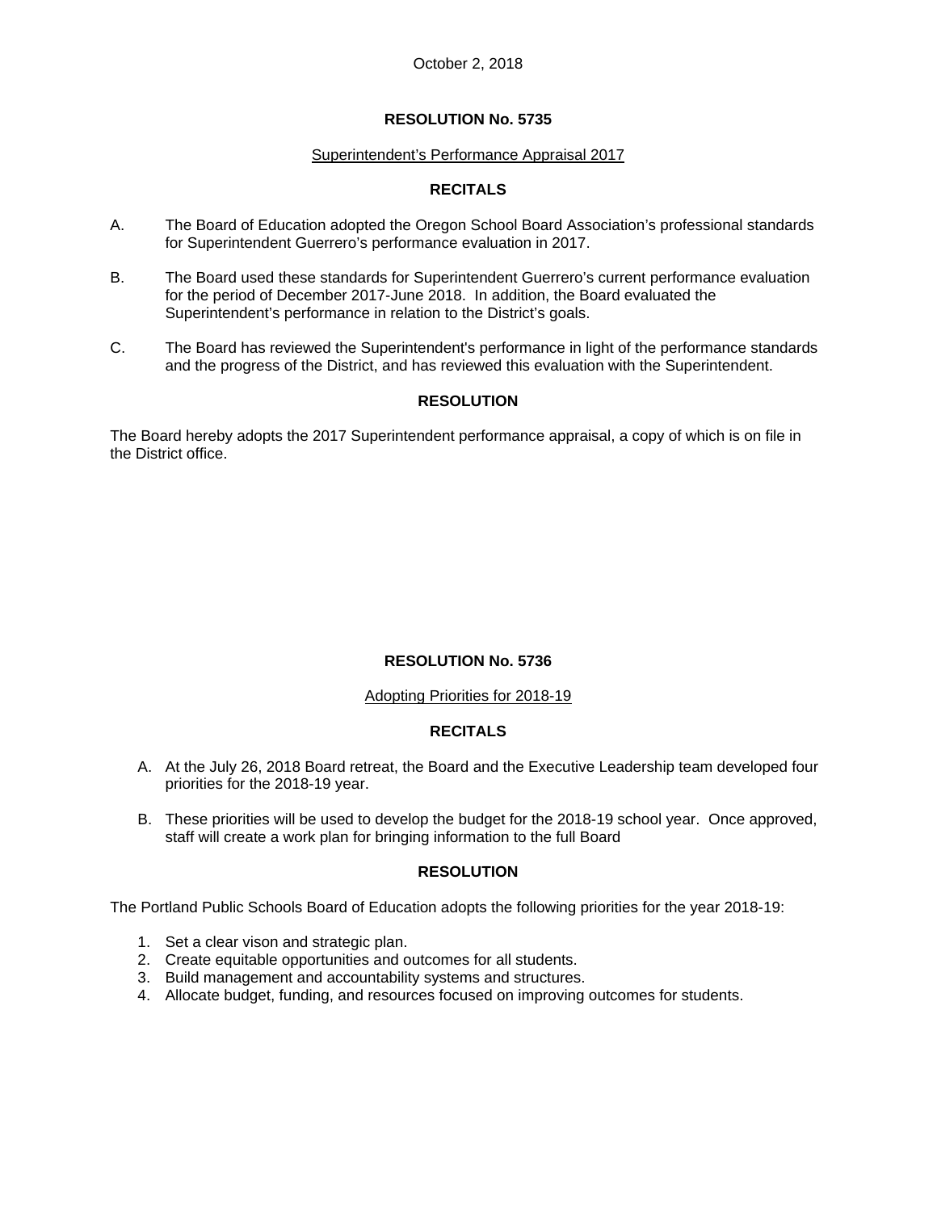October 2, 2018

## RESOLUTION No. 5735

Superintendent's Performance Appraisal 2017

### RECITALS

A. The Board of Education adopted the Oregon School Board Association's professional standards for Superintendent Guerrero's performance evaluation in 2017.

B. The Board used these standards for Superintendent Guerrero's current performance evaluation for the period of December 2017-June 2018. In addition, the Board evaluated the Superintendent's performance in relation to the District's goals.

C. The Board has reviewed the Superintendent's performance in light of the performance standards and the progress of the District, and has reviewed this evaluation with the Superintendent.

### RESOLUTION

The Board hereby adopts the 2017 Superintendent performance appraisal, a copy of which is on file in the District office.

## RESOLUTION No. 5736

Adopting Priorities for 2018-19

### RECITALS

A. At the July 26, 2018 Board retreat, the Board and the Executive Leadership team developed four priorities for the 2018-19 year.

B. These priorities will be used to develop the budget for the 2018-19 school year. Once approved, staff will create a work plan for bringing information to the full Board

### RESOLUTION

The Portland Public Schools Board of Education adopts the following priorities for the year 2018-19:

1. Set a clear vison and strategic plan.
2. Create equitable opportunities and outcomes for all students.
3. Build management and accountability systems and structures.
4. Allocate budget, funding, and resources focused on improving outcomes for students.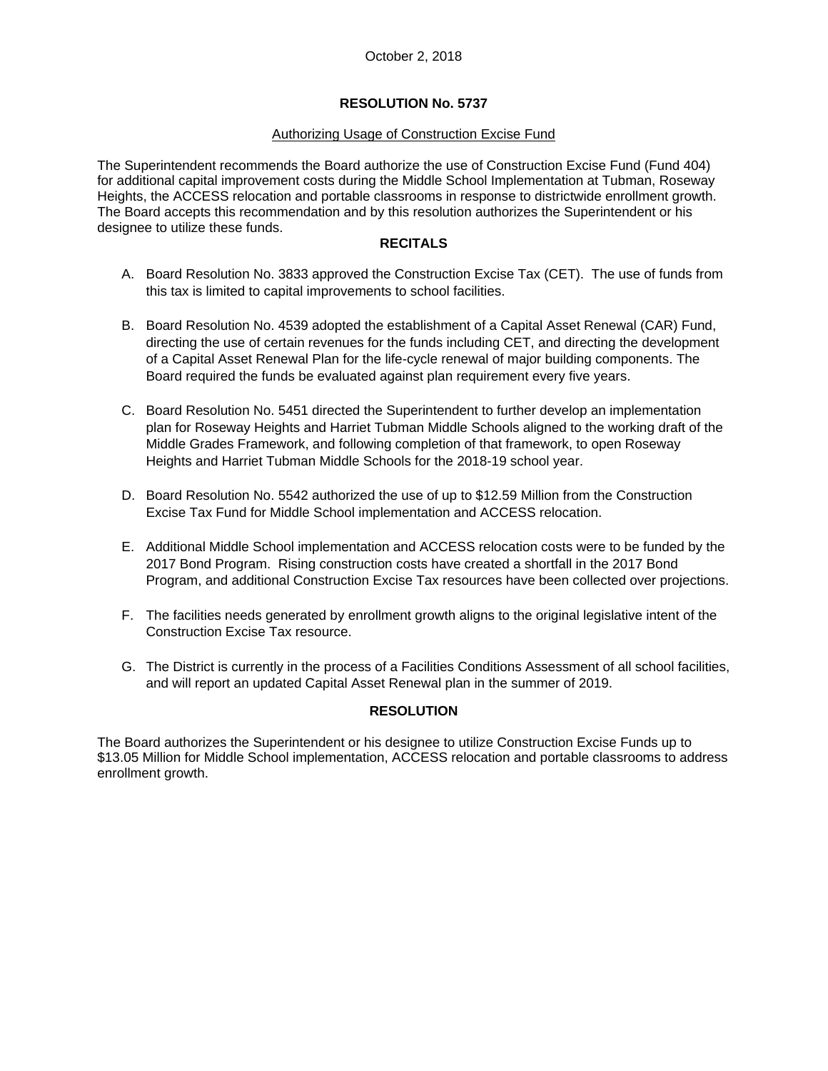October 2, 2018

## RESOLUTION No. 5737

Authorizing Usage of Construction Excise Fund

The Superintendent recommends the Board authorize the use of Construction Excise Fund (Fund 404) for additional capital improvement costs during the Middle School Implementation at Tubman, Roseway Heights, the ACCESS relocation and portable classrooms in response to districtwide enrollment growth. The Board accepts this recommendation and by this resolution authorizes the Superintendent or his designee to utilize these funds.

### RECITALS

A. Board Resolution No. 3833 approved the Construction Excise Tax (CET). The use of funds from this tax is limited to capital improvements to school facilities.

B. Board Resolution No. 4539 adopted the establishment of a Capital Asset Renewal (CAR) Fund, directing the use of certain revenues for the funds including CET, and directing the development of a Capital Asset Renewal Plan for the life-cycle renewal of major building components. The Board required the funds be evaluated against plan requirement every five years.

C. Board Resolution No. 5451 directed the Superintendent to further develop an implementation plan for Roseway Heights and Harriet Tubman Middle Schools aligned to the working draft of the Middle Grades Framework, and following completion of that framework, to open Roseway Heights and Harriet Tubman Middle Schools for the 2018-19 school year.

D. Board Resolution No. 5542 authorized the use of up to $12.59 Million from the Construction Excise Tax Fund for Middle School implementation and ACCESS relocation.

E. Additional Middle School implementation and ACCESS relocation costs were to be funded by the 2017 Bond Program. Rising construction costs have created a shortfall in the 2017 Bond Program, and additional Construction Excise Tax resources have been collected over projections.

F. The facilities needs generated by enrollment growth aligns to the original legislative intent of the Construction Excise Tax resource.

G. The District is currently in the process of a Facilities Conditions Assessment of all school facilities, and will report an updated Capital Asset Renewal plan in the summer of 2019.

### RESOLUTION

The Board authorizes the Superintendent or his designee to utilize Construction Excise Funds up to $13.05 Million for Middle School implementation, ACCESS relocation and portable classrooms to address enrollment growth.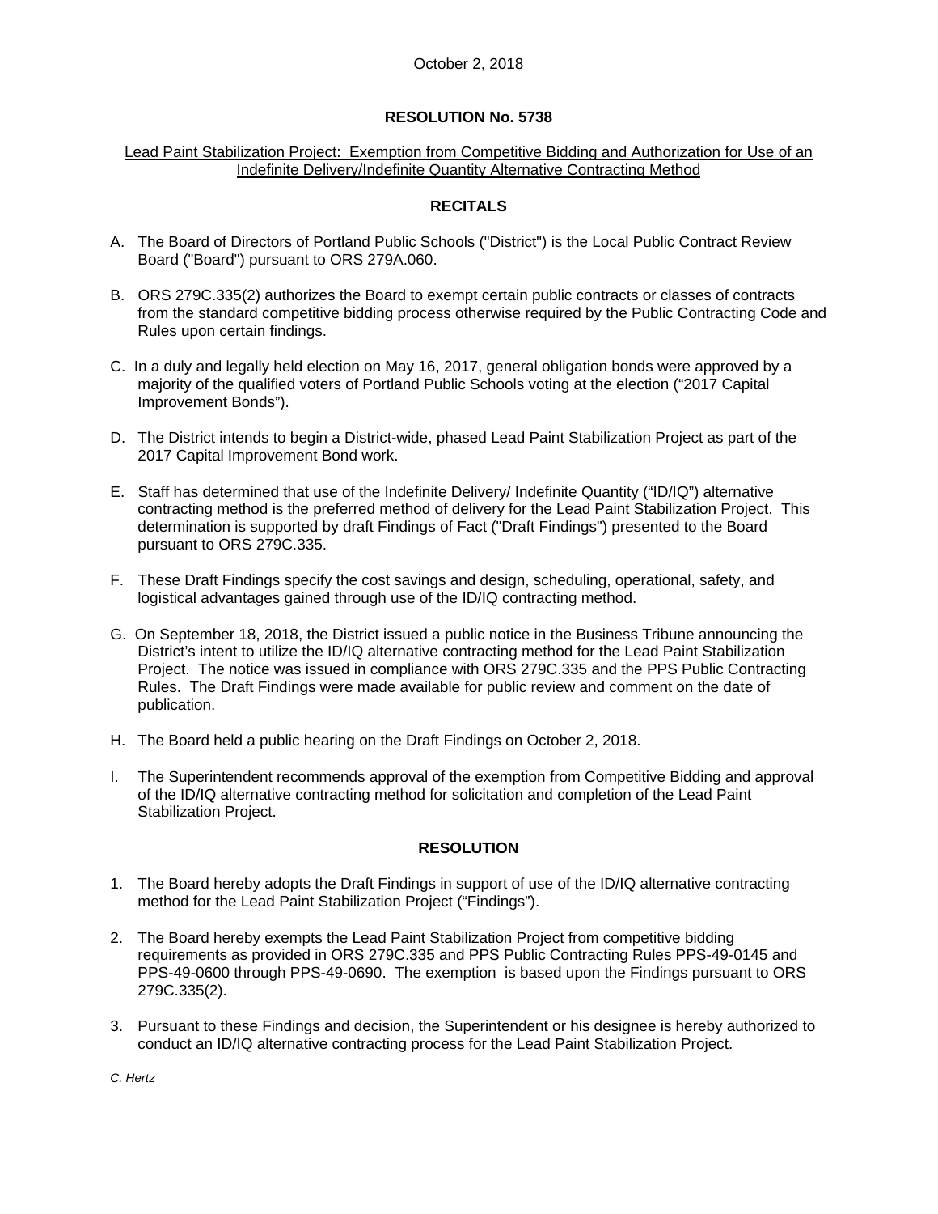October 2, 2018

## RESOLUTION No. 5738

Lead Paint Stabilization Project: Exemption from Competitive Bidding and Authorization for Use of an Indefinite Delivery/Indefinite Quantity Alternative Contracting Method

### RECITALS

A. The Board of Directors of Portland Public Schools ("District") is the Local Public Contract Review Board ("Board") pursuant to ORS 279A.060.

B. ORS 279C.335(2) authorizes the Board to exempt certain public contracts or classes of contracts from the standard competitive bidding process otherwise required by the Public Contracting Code and Rules upon certain findings.

C. In a duly and legally held election on May 16, 2017, general obligation bonds were approved by a majority of the qualified voters of Portland Public Schools voting at the election ("2017 Capital Improvement Bonds").

D. The District intends to begin a District-wide, phased Lead Paint Stabilization Project as part of the 2017 Capital Improvement Bond work.

E. Staff has determined that use of the Indefinite Delivery/ Indefinite Quantity ("ID/IQ") alternative contracting method is the preferred method of delivery for the Lead Paint Stabilization Project. This determination is supported by draft Findings of Fact ("Draft Findings") presented to the Board pursuant to ORS 279C.335.

F. These Draft Findings specify the cost savings and design, scheduling, operational, safety, and logistical advantages gained through use of the ID/IQ contracting method.

G. On September 18, 2018, the District issued a public notice in the Business Tribune announcing the District's intent to utilize the ID/IQ alternative contracting method for the Lead Paint Stabilization Project. The notice was issued in compliance with ORS 279C.335 and the PPS Public Contracting Rules. The Draft Findings were made available for public review and comment on the date of publication.

H. The Board held a public hearing on the Draft Findings on October 2, 2018.

I. The Superintendent recommends approval of the exemption from Competitive Bidding and approval of the ID/IQ alternative contracting method for solicitation and completion of the Lead Paint Stabilization Project.

### RESOLUTION

1. The Board hereby adopts the Draft Findings in support of use of the ID/IQ alternative contracting method for the Lead Paint Stabilization Project ("Findings").

2. The Board hereby exempts the Lead Paint Stabilization Project from competitive bidding requirements as provided in ORS 279C.335 and PPS Public Contracting Rules PPS-49-0145 and PPS-49-0600 through PPS-49-0690. The exemption is based upon the Findings pursuant to ORS 279C.335(2).

3. Pursuant to these Findings and decision, the Superintendent or his designee is hereby authorized to conduct an ID/IQ alternative contracting process for the Lead Paint Stabilization Project.

*C. Hertz*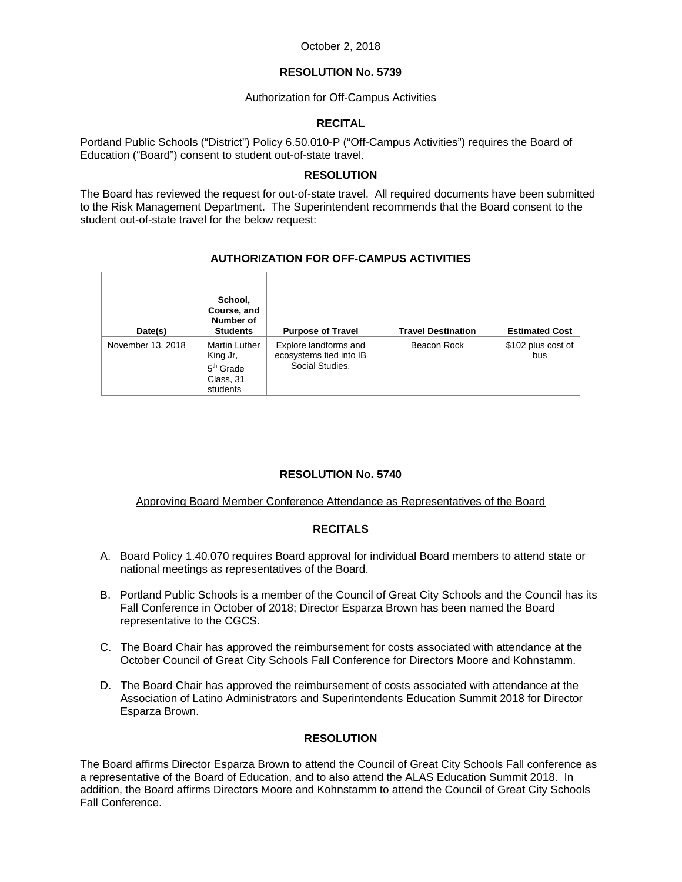October 2, 2018

## RESOLUTION No. 5739

Authorization for Off-Campus Activities

### RECITAL

Portland Public Schools ("District") Policy 6.50.010-P ("Off-Campus Activities") requires the Board of Education ("Board") consent to student out-of-state travel.

### RESOLUTION

The Board has reviewed the request for out-of-state travel. All required documents have been submitted to the Risk Management Department. The Superintendent recommends that the Board consent to the student out-of-state travel for the below request:

### AUTHORIZATION FOR OFF-CAMPUS ACTIVITIES

| Date(s) | School, Course, and Number of Students | Purpose of Travel | Travel Destination | Estimated Cost |
|---|---|---|---|---|
| November 13, 2018 | Martin Luther King Jr, 5th Grade Class, 31 students | Explore landforms and ecosystems tied into IB Social Studies. | Beacon Rock | $102 plus cost of bus |

## RESOLUTION No. 5740

Approving Board Member Conference Attendance as Representatives of the Board

### RECITALS

A. Board Policy 1.40.070 requires Board approval for individual Board members to attend state or national meetings as representatives of the Board.

B. Portland Public Schools is a member of the Council of Great City Schools and the Council has its Fall Conference in October of 2018; Director Esparza Brown has been named the Board representative to the CGCS.

C. The Board Chair has approved the reimbursement for costs associated with attendance at the October Council of Great City Schools Fall Conference for Directors Moore and Kohnstamm.

D. The Board Chair has approved the reimbursement of costs associated with attendance at the Association of Latino Administrators and Superintendents Education Summit 2018 for Director Esparza Brown.

### RESOLUTION

The Board affirms Director Esparza Brown to attend the Council of Great City Schools Fall conference as a representative of the Board of Education, and to also attend the ALAS Education Summit 2018. In addition, the Board affirms Directors Moore and Kohnstamm to attend the Council of Great City Schools Fall Conference.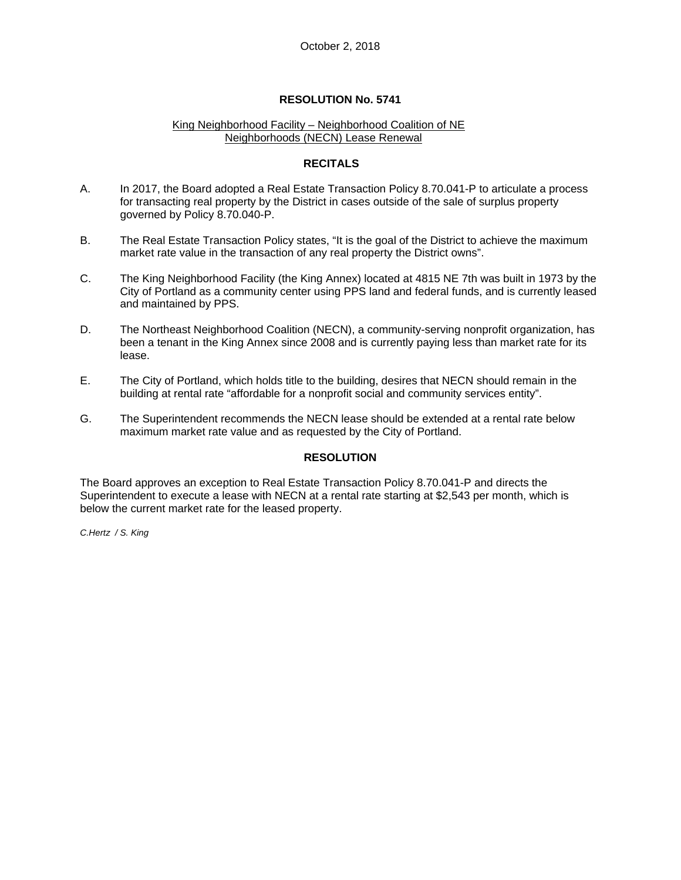October 2, 2018

## RESOLUTION No. 5741

King Neighborhood Facility – Neighborhood Coalition of NE Neighborhoods (NECN) Lease Renewal

### RECITALS

A. In 2017, the Board adopted a Real Estate Transaction Policy 8.70.041-P to articulate a process for transacting real property by the District in cases outside of the sale of surplus property governed by Policy 8.70.040-P.

B. The Real Estate Transaction Policy states, "It is the goal of the District to achieve the maximum market rate value in the transaction of any real property the District owns".

C. The King Neighborhood Facility (the King Annex) located at 4815 NE 7th was built in 1973 by the City of Portland as a community center using PPS land and federal funds, and is currently leased and maintained by PPS.

D. The Northeast Neighborhood Coalition (NECN), a community-serving nonprofit organization, has been a tenant in the King Annex since 2008 and is currently paying less than market rate for its lease.

E. The City of Portland, which holds title to the building, desires that NECN should remain in the building at rental rate "affordable for a nonprofit social and community services entity".

G. The Superintendent recommends the NECN lease should be extended at a rental rate below maximum market rate value and as requested by the City of Portland.

### RESOLUTION

The Board approves an exception to Real Estate Transaction Policy 8.70.041-P and directs the Superintendent to execute a lease with NECN at a rental rate starting at $2,543 per month, which is below the current market rate for the leased property.

*C.Hertz / S. King*